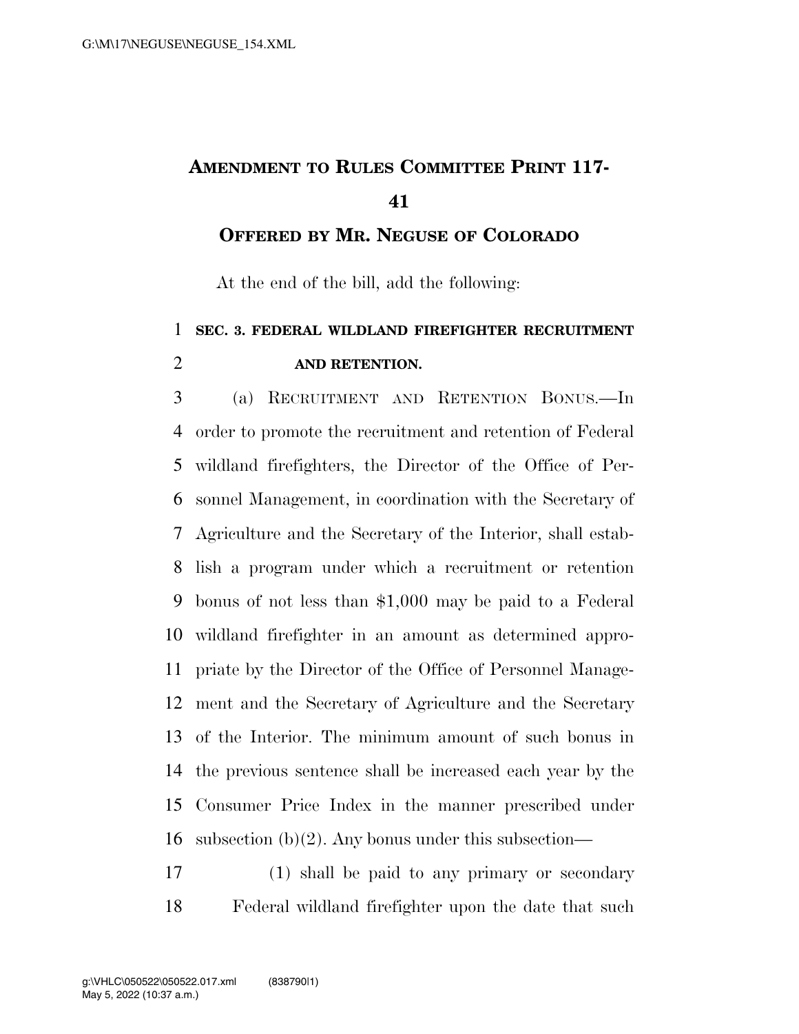# AMENDMENT TO RULES COMMITTEE PRINT 117-41

## OFFERED BY MR. NEGUSE OF COLORADO

At the end of the bill, add the following:

**SEC. 3. FEDERAL WILDLAND FIREFIGHTER RECRUITMENT AND RETENTION.**

(a) RECRUITMENT AND RETENTION BONUS.—In order to promote the recruitment and retention of Federal wildland firefighters, the Director of the Office of Personnel Management, in coordination with the Secretary of Agriculture and the Secretary of the Interior, shall establish a program under which a recruitment or retention bonus of not less than $1,000 may be paid to a Federal wildland firefighter in an amount as determined appropriate by the Director of the Office of Personnel Management and the Secretary of Agriculture and the Secretary of the Interior. The minimum amount of such bonus in the previous sentence shall be increased each year by the Consumer Price Index in the manner prescribed under subsection (b)(2). Any bonus under this subsection—

(1) shall be paid to any primary or secondary Federal wildland firefighter upon the date that such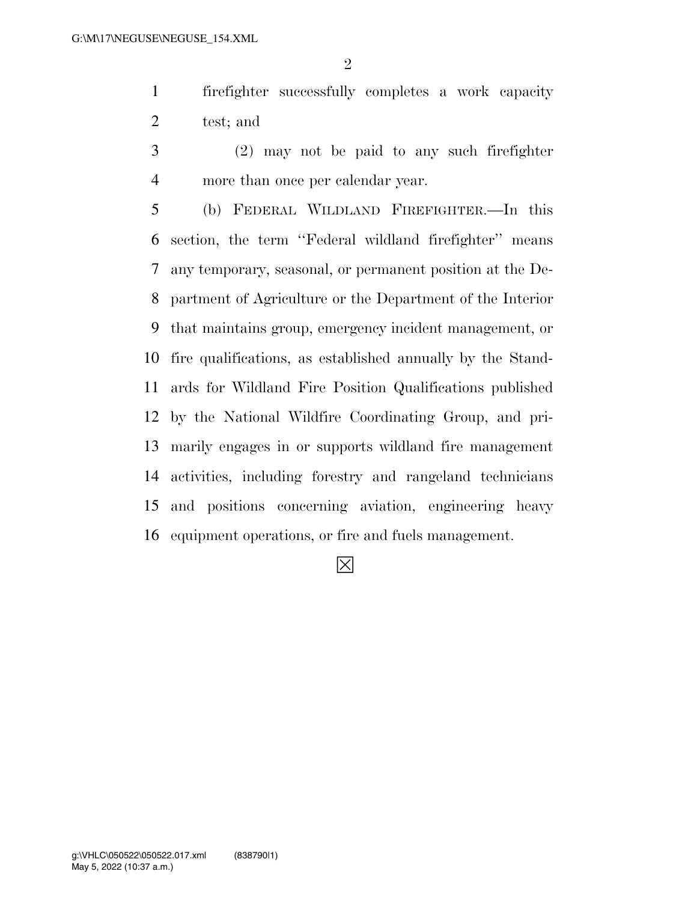firefighter successfully completes a work capacity test; and

(2) may not be paid to any such firefighter more than once per calendar year.

(b) FEDERAL WILDLAND FIREFIGHTER.—In this section, the term ''Federal wildland firefighter'' means any temporary, seasonal, or permanent position at the Department of Agriculture or the Department of the Interior that maintains group, emergency incident management, or fire qualifications, as established annually by the Standards for Wildland Fire Position Qualifications published by the National Wildfire Coordinating Group, and primarily engages in or supports wildland fire management activities, including forestry and rangeland technicians and positions concerning aviation, engineering heavy equipment operations, or fire and fuels management.

☒